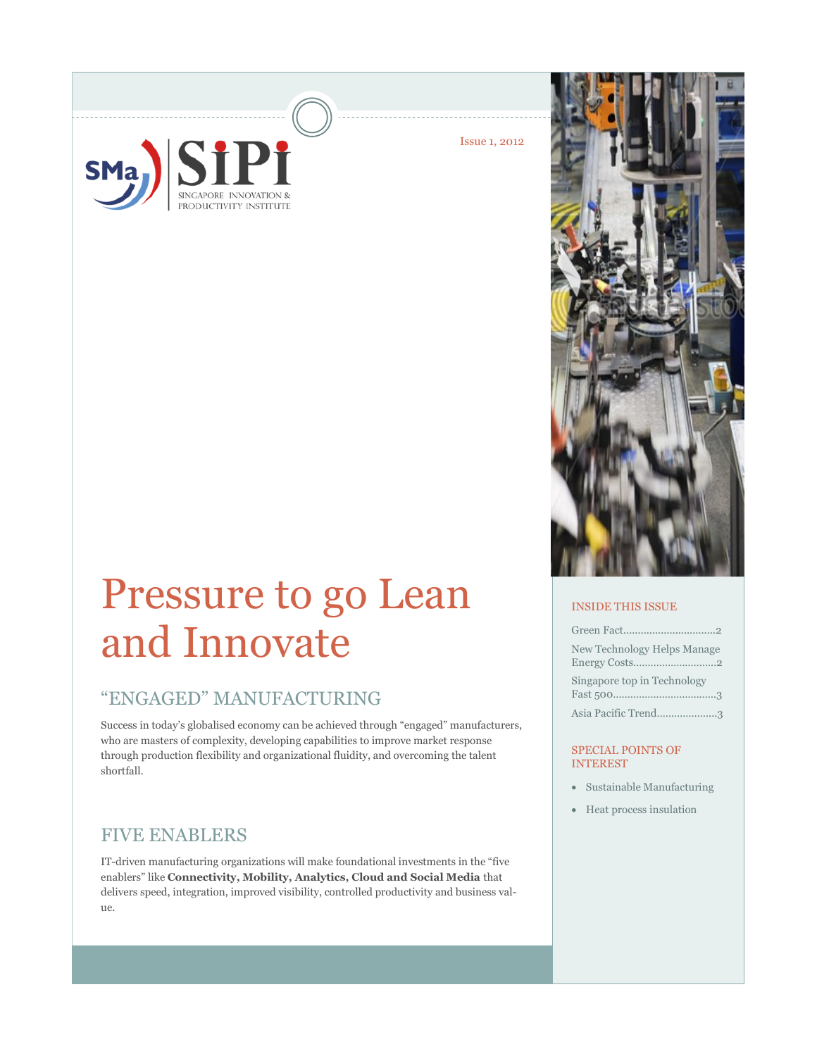Issue 1, 2012

# Pressure to go Lean and Innovate

## "ENGAGED" MANUFACTURING

Success in today's globalised economy can be achieved through "engaged" manufacturers, who are masters of complexity, developing capabilities to improve market response through production flexibility and organizational fluidity, and overcoming the talent shortfall.

## FIVE ENABLERS

IT-driven manufacturing organizations will make foundational investments in the "five enablers" like **Connectivity, Mobility, Analytics, Cloud and Social Media** that delivers speed, integration, improved visibility, controlled productivity and business value.

### INSIDE THIS ISSUE

Green Fact....................................2

New Technology Helps Manage Energy Costs..............................2

Singapore top in Technology Fast 500.....................................3

Asia Pacific Trend.......................3

### SPECIAL POINTS OF INTEREST

- Sustainable Manufacturing
- Heat process insulation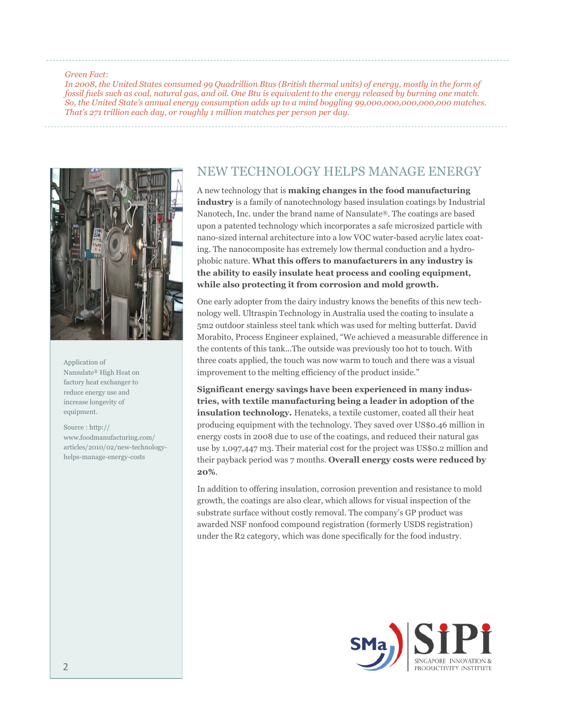*Green Fact:*
*In 2008, the United States consumed 99 Quadrillion Btus (British thermal units) of energy, mostly in the form of fossil fuels such as coal, natural gas, and oil. One Btu is equivalent to the energy released by burning one match. So, the United State's annual energy consumption adds up to a mind boggling 99,000,000,000,000,000 matches. That's 271 trillion each day, or roughly 1 million matches per person per day.*

## NEW TECHNOLOGY HELPS MANAGE ENERGY

A new technology that is **making changes in the food manufacturing industry** is a family of nanotechnology based insulation coatings by Industrial Nanotech, Inc. under the brand name of Nansulate®. The coatings are based upon a patented technology which incorporates a safe microsized particle with nano-sized internal architecture into a low VOC water-based acrylic latex coating. The nanocomposite has extremely low thermal conduction and a hydrophobic nature. **What this offers to manufacturers in any industry is the ability to easily insulate heat process and cooling equipment, while also protecting it from corrosion and mold growth.**

One early adopter from the dairy industry knows the benefits of this new technology well. Ultraspin Technology in Australia used the coating to insulate a 5m2 outdoor stainless steel tank which was used for melting butterfat. David Morabito, Process Engineer explained, "We achieved a measurable difference in the contents of this tank...The outside was previously too hot to touch. With three coats applied, the touch was now warm to touch and there was a visual improvement to the melting efficiency of the product inside."

**Significant energy savings have been experienced in many industries, with textile manufacturing being a leader in adoption of the insulation technology.** Henateks, a textile customer, coated all their heat producing equipment with the technology. They saved over US$0.46 million in energy costs in 2008 due to use of the coatings, and reduced their natural gas use by 1,097,447 m3. Their material cost for the project was US$0.2 million and their payback period was 7 months. **Overall energy costs were reduced by 20%**.

In addition to offering insulation, corrosion prevention and resistance to mold growth, the coatings are also clear, which allows for visual inspection of the substrate surface without costly removal. The company's GP product was awarded NSF nonfood compound registration (formerly USDS registration) under the R2 category, which was done specifically for the food industry.

Application of Nansulate® High Heat on factory heat exchanger to reduce energy use and increase longevity of equipment.

Source : http://www.foodmanufacturing.com/articles/2010/02/new-technology-helps-manage-energy-costs

SMa | SiPi SINGAPORE INNOVATION & PRODUCTIVITY INSTITUTE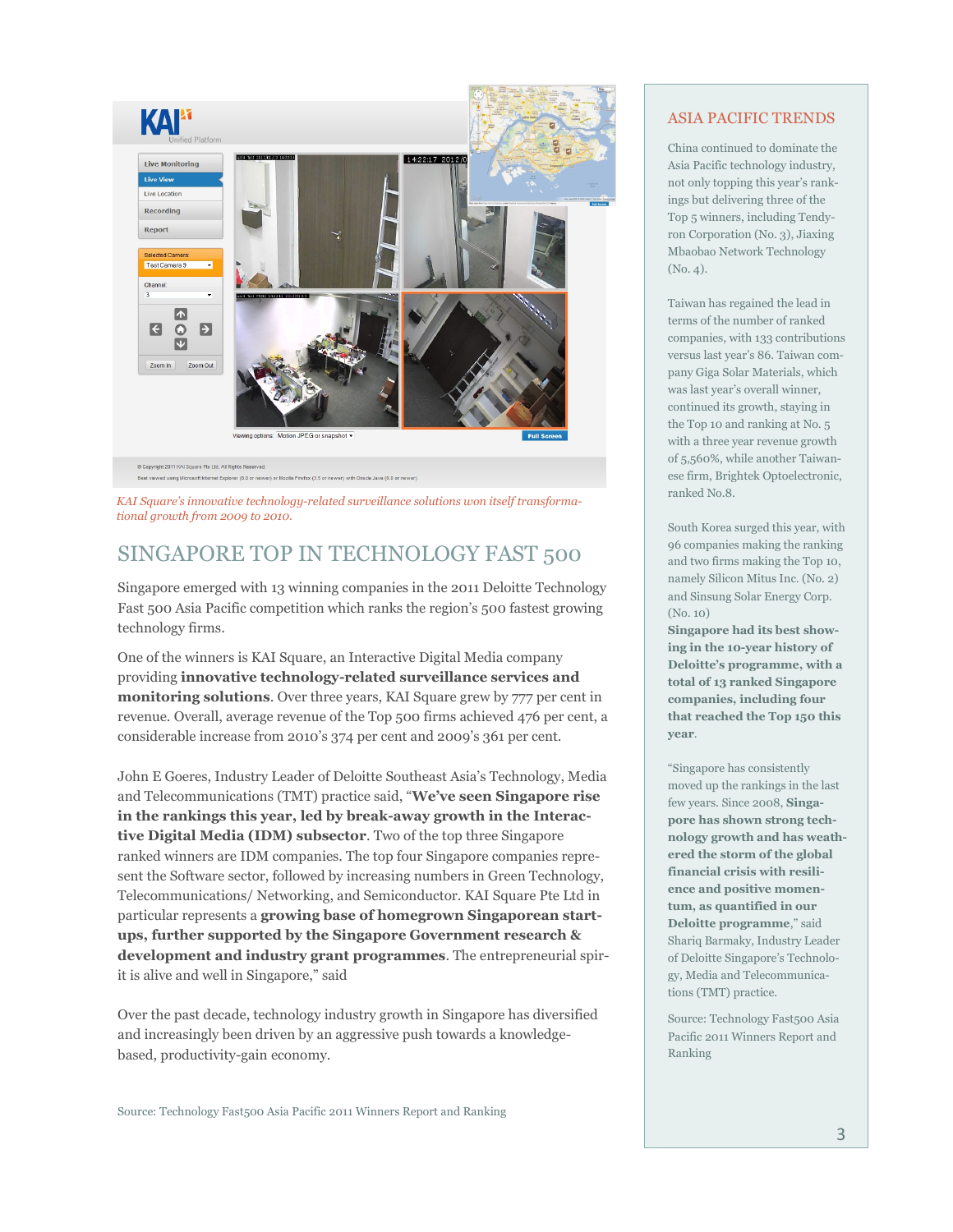*KAI Square's innovative technology-related surveillance solutions won itself transformational growth from 2009 to 2010.*

## SINGAPORE TOP IN TECHNOLOGY FAST 500

Singapore emerged with 13 winning companies in the 2011 Deloitte Technology Fast 500 Asia Pacific competition which ranks the region's 500 fastest growing technology firms.

One of the winners is KAI Square, an Interactive Digital Media company providing **innovative technology-related surveillance services and monitoring solutions**. Over three years, KAI Square grew by 777 per cent in revenue. Overall, average revenue of the Top 500 firms achieved 476 per cent, a considerable increase from 2010's 374 per cent and 2009's 361 per cent.

John E Goeres, Industry Leader of Deloitte Southeast Asia's Technology, Media and Telecommunications (TMT) practice said, "**We've seen Singapore rise in the rankings this year, led by break-away growth in the Interactive Digital Media (IDM) subsector**. Two of the top three Singapore ranked winners are IDM companies. The top four Singapore companies represent the Software sector, followed by increasing numbers in Green Technology, Telecommunications/ Networking, and Semiconductor. KAI Square Pte Ltd in particular represents a **growing base of homegrown Singaporean start-ups, further supported by the Singapore Government research & development and industry grant programmes**. The entrepreneurial spirit is alive and well in Singapore," said

Over the past decade, technology industry growth in Singapore has diversified and increasingly been driven by an aggressive push towards a knowledge-based, productivity-gain economy.

Source: Technology Fast500 Asia Pacific 2011 Winners Report and Ranking

## ASIA PACIFIC TRENDS

China continued to dominate the Asia Pacific technology industry, not only topping this year's rankings but delivering three of the Top 5 winners, including Tendyron Corporation (No. 3), Jiaxing Mbaobao Network Technology (No. 4).

Taiwan has regained the lead in terms of the number of ranked companies, with 133 contributions versus last year's 86. Taiwan company Giga Solar Materials, which was last year's overall winner, continued its growth, staying in the Top 10 and ranking at No. 5 with a three year revenue growth of 5,560%, while another Taiwanese firm, Brightek Optoelectronic, ranked No.8.

South Korea surged this year, with 96 companies making the ranking and two firms making the Top 10, namely Silicon Mitus Inc. (No. 2) and Sinsung Solar Energy Corp. (No. 10)

**Singapore had its best showing in the 10-year history of Deloitte's programme, with a total of 13 ranked Singapore companies, including four that reached the Top 150 this year**.

"Singapore has consistently moved up the rankings in the last few years. Since 2008, **Singapore has shown strong technology growth and has weathered the storm of the global financial crisis with resilience and positive momentum, as quantified in our Deloitte programme**," said Shariq Barmaky, Industry Leader of Deloitte Singapore's Technology, Media and Telecommunications (TMT) practice.

Source: Technology Fast500 Asia Pacific 2011 Winners Report and Ranking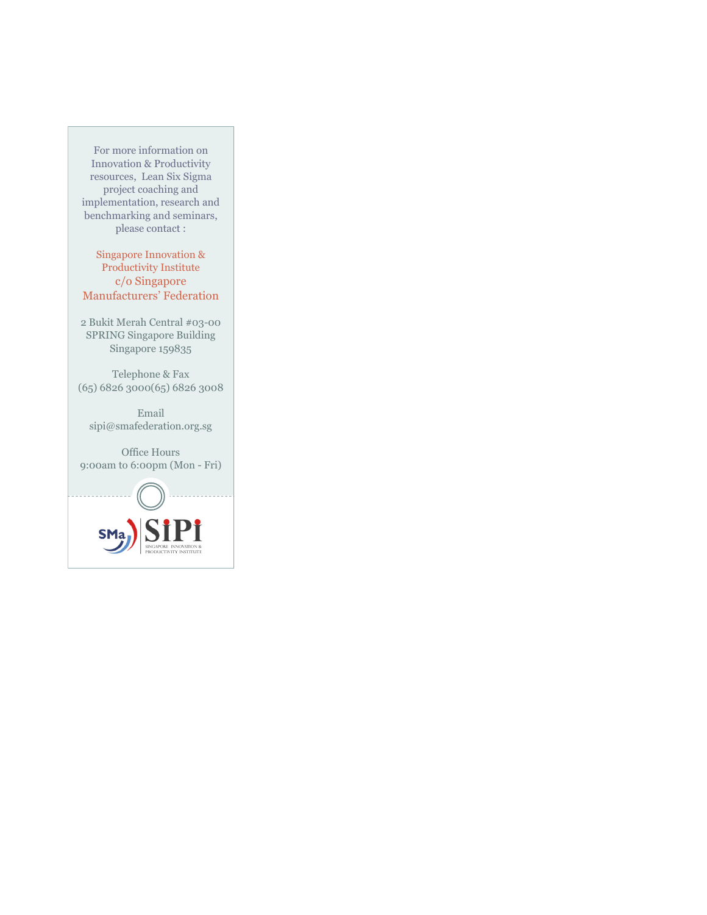For more information on Innovation & Productivity resources, Lean Six Sigma project coaching and implementation, research and benchmarking and seminars, please contact :

Singapore Innovation & Productivity Institute
c/o Singapore Manufacturers' Federation

2 Bukit Merah Central #03-00
SPRING Singapore Building
Singapore 159835

Telephone & Fax
(65) 6826 3000(65) 6826 3008

Email
sipi@smafederation.org.sg

Office Hours
9:00am to 6:00pm (Mon - Fri)

SMa SiPi
SINGAPORE INNOVATION & PRODUCTIVITY INSTITUTE